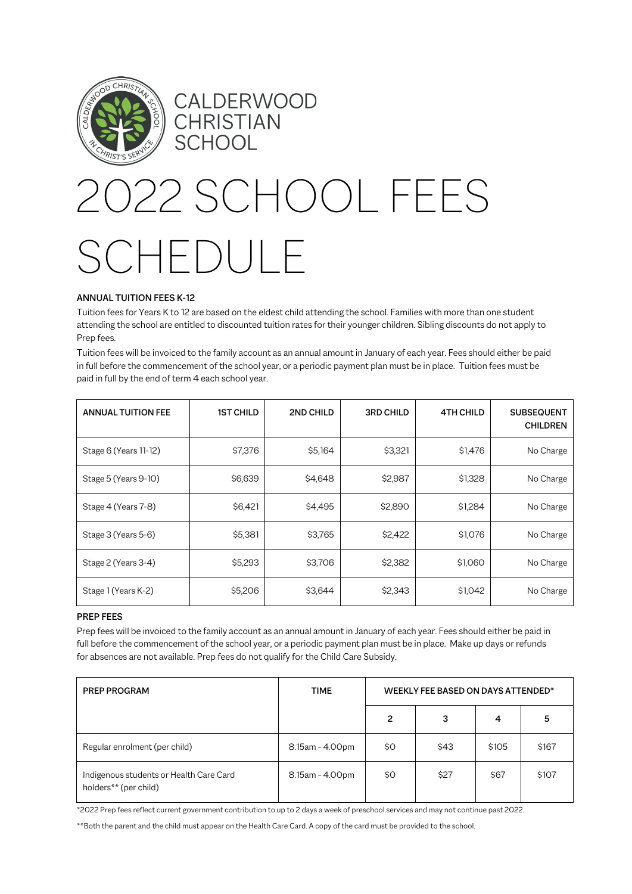CALDERWOOD CHRISTIAN SCHOOL

# 2022 SCHOOL FEES SCHEDULE

**ANNUAL TUITION FEES K-12**

Tuition fees for Years K to 12 are based on the eldest child attending the school. Families with more than one student attending the school are entitled to discounted tuition rates for their younger children. Sibling discounts do not apply to Prep fees.

Tuition fees will be invoiced to the family account as an annual amount in January of each year. Fees should either be paid in full before the commencement of the school year, or a periodic payment plan must be in place. Tuition fees must be paid in full by the end of term 4 each school year.

| ANNUAL TUITION FEE | 1ST CHILD | 2ND CHILD | 3RD CHILD | 4TH CHILD | SUBSEQUENT CHILDREN |
|---|---|---|---|---|---|
| Stage 6 (Years 11-12) | $7,376 | $5,164 | $3,321 | $1,476 | No Charge |
| Stage 5 (Years 9-10) | $6,639 | $4,648 | $2,987 | $1,328 | No Charge |
| Stage 4 (Years 7-8) | $6,421 | $4,495 | $2,890 | $1,284 | No Charge |
| Stage 3 (Years 5-6) | $5,381 | $3,765 | $2,422 | $1,076 | No Charge |
| Stage 2 (Years 3-4) | $5,293 | $3,706 | $2,382 | $1,060 | No Charge |
| Stage 1 (Years K-2) | $5,206 | $3,644 | $2,343 | $1,042 | No Charge |

**PREP FEES**

Prep fees will be invoiced to the family account as an annual amount in January of each year. Fees should either be paid in full before the commencement of the school year, or a periodic payment plan must be in place. Make up days or refunds for absences are not available. Prep fees do not qualify for the Child Care Subsidy.

| PREP PROGRAM | TIME | WEEKLY FEE BASED ON DAYS ATTENDED* | | | |
|---|---|---|---|---|---|
| | | 2 | 3 | 4 | 5 |
| Regular enrolment (per child) | 8.15am - 4.00pm | $0 | $43 | $105 | $167 |
| Indigenous students or Health Care Card holders** (per child) | 8.15am - 4.00pm | $0 | $27 | $67 | $107 |

*2022 Prep fees reflect current government contribution to up to 2 days a week of preschool services and may not continue past 2022.

**Both the parent and the child must appear on the Health Care Card. A copy of the card must be provided to the school.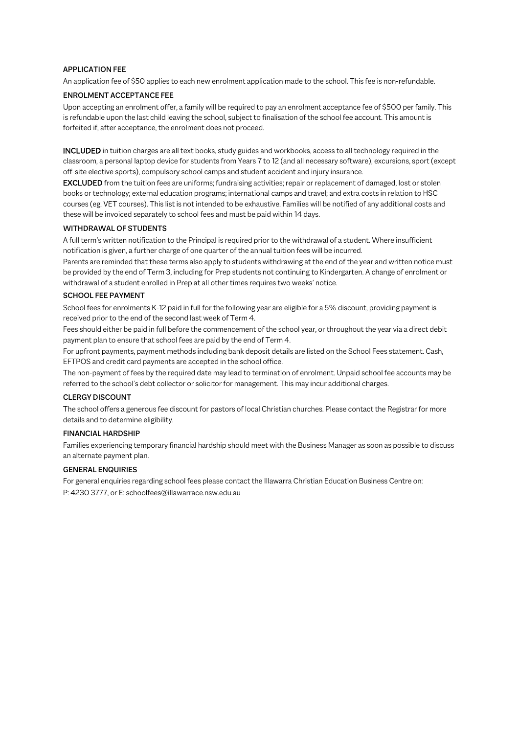## APPLICATION FEE

An application fee of $50 applies to each new enrolment application made to the school. This fee is non-refundable.

## ENROLMENT ACCEPTANCE FEE

Upon accepting an enrolment offer, a family will be required to pay an enrolment acceptance fee of $500 per family. This is refundable upon the last child leaving the school, subject to finalisation of the school fee account. This amount is forfeited if, after acceptance, the enrolment does not proceed.

**INCLUDED** in tuition charges are all text books, study guides and workbooks, access to all technology required in the classroom, a personal laptop device for students from Years 7 to 12 (and all necessary software), excursions, sport (except off-site elective sports), compulsory school camps and student accident and injury insurance.

**EXCLUDED** from the tuition fees are uniforms; fundraising activities; repair or replacement of damaged, lost or stolen books or technology; external education programs; international camps and travel; and extra costs in relation to HSC courses (eg. VET courses). This list is not intended to be exhaustive. Families will be notified of any additional costs and these will be invoiced separately to school fees and must be paid within 14 days.

## WITHDRAWAL OF STUDENTS

A full term's written notification to the Principal is required prior to the withdrawal of a student. Where insufficient notification is given, a further charge of one quarter of the annual tuition fees will be incurred.

Parents are reminded that these terms also apply to students withdrawing at the end of the year and written notice must be provided by the end of Term 3, including for Prep students not continuing to Kindergarten. A change of enrolment or withdrawal of a student enrolled in Prep at all other times requires two weeks' notice.

## SCHOOL FEE PAYMENT

School fees for enrolments K-12 paid in full for the following year are eligible for a 5% discount, providing payment is received prior to the end of the second last week of Term 4.

Fees should either be paid in full before the commencement of the school year, or throughout the year via a direct debit payment plan to ensure that school fees are paid by the end of Term 4.

For upfront payments, payment methods including bank deposit details are listed on the School Fees statement. Cash, EFTPOS and credit card payments are accepted in the school office.

The non-payment of fees by the required date may lead to termination of enrolment. Unpaid school fee accounts may be referred to the school's debt collector or solicitor for management. This may incur additional charges.

## CLERGY DISCOUNT

The school offers a generous fee discount for pastors of local Christian churches. Please contact the Registrar for more details and to determine eligibility.

## FINANCIAL HARDSHIP

Families experiencing temporary financial hardship should meet with the Business Manager as soon as possible to discuss an alternate payment plan.

## GENERAL ENQUIRIES

For general enquiries regarding school fees please contact the Illawarra Christian Education Business Centre on:

P: 4230 3777, or E: schoolfees@illawarrace.nsw.edu.au